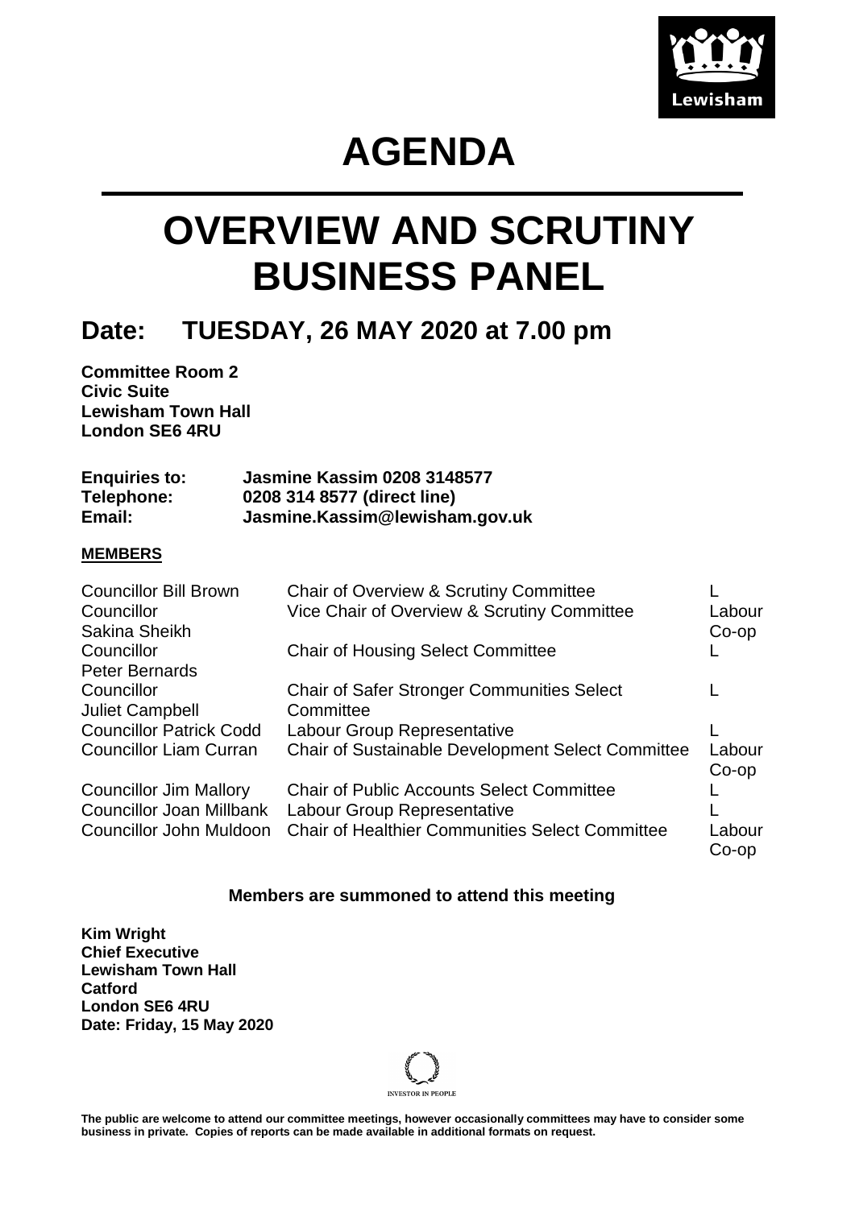# AGENDA

# OVERVIEW AND SCRUTINY BUSINESS PANEL

## Date: TUESDAY, 26 MAY 2020 at 7.00 pm

**Committee Room 2**
**Civic Suite**
**Lewisham Town Hall**
**London SE6 4RU**

| | |
|---|---|
| **Enquiries to:** | **Jasmine Kassim 0208 3148577** |
| **Telephone:** | **0208 314 8577 (direct line)** |
| **Email:** | **Jasmine.Kassim@lewisham.gov.uk** |

**MEMBERS**

| | | |
|---|---|---|
| Councillor Bill Brown | Chair of Overview & Scrutiny Committee | L |
| Councillor Sakina Sheikh | Vice Chair of Overview & Scrutiny Committee | Labour Co-op |
| Councillor Peter Bernards | Chair of Housing Select Committee | L |
| Councillor Juliet Campbell | Chair of Safer Stronger Communities Select Committee | L |
| Councillor Patrick Codd | Labour Group Representative | L |
| Councillor Liam Curran | Chair of Sustainable Development Select Committee | Labour Co-op |
| Councillor Jim Mallory | Chair of Public Accounts Select Committee | L |
| Councillor Joan Millbank | Labour Group Representative | L |
| Councillor John Muldoon | Chair of Healthier Communities Select Committee | Labour Co-op |

**Members are summoned to attend this meeting**

**Kim Wright**
**Chief Executive**
**Lewisham Town Hall**
**Catford**
**London SE6 4RU**
**Date: Friday, 15 May 2020**

**The public are welcome to attend our committee meetings, however occasionally committees may have to consider some business in private. Copies of reports can be made available in additional formats on request.**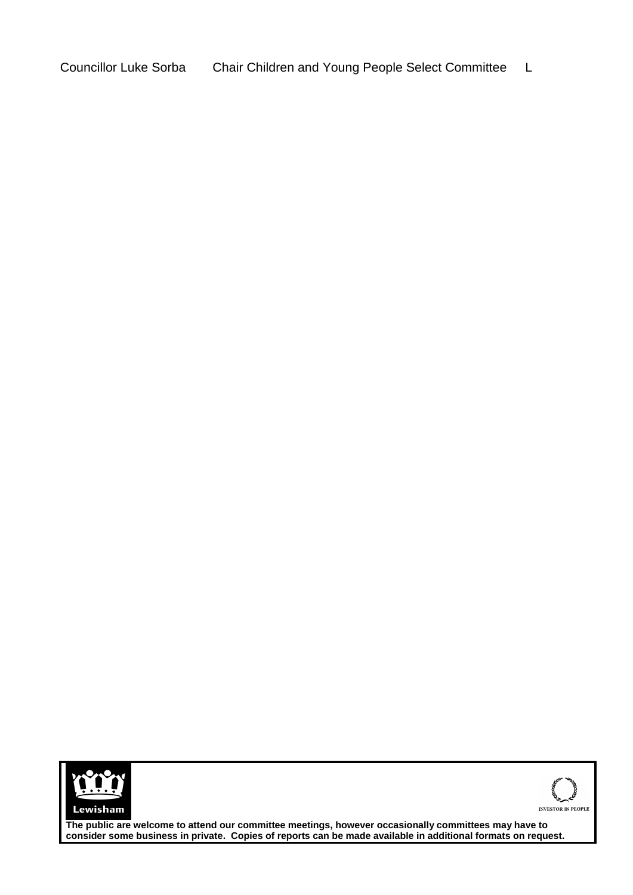| Councillor Luke Sorba | Chair Children and Young People Select Committee | L |
|---|---|---|

The public are welcome to attend our committee meetings, however occasionally committees may have to consider some business in private. Copies of reports can be made available in additional formats on request.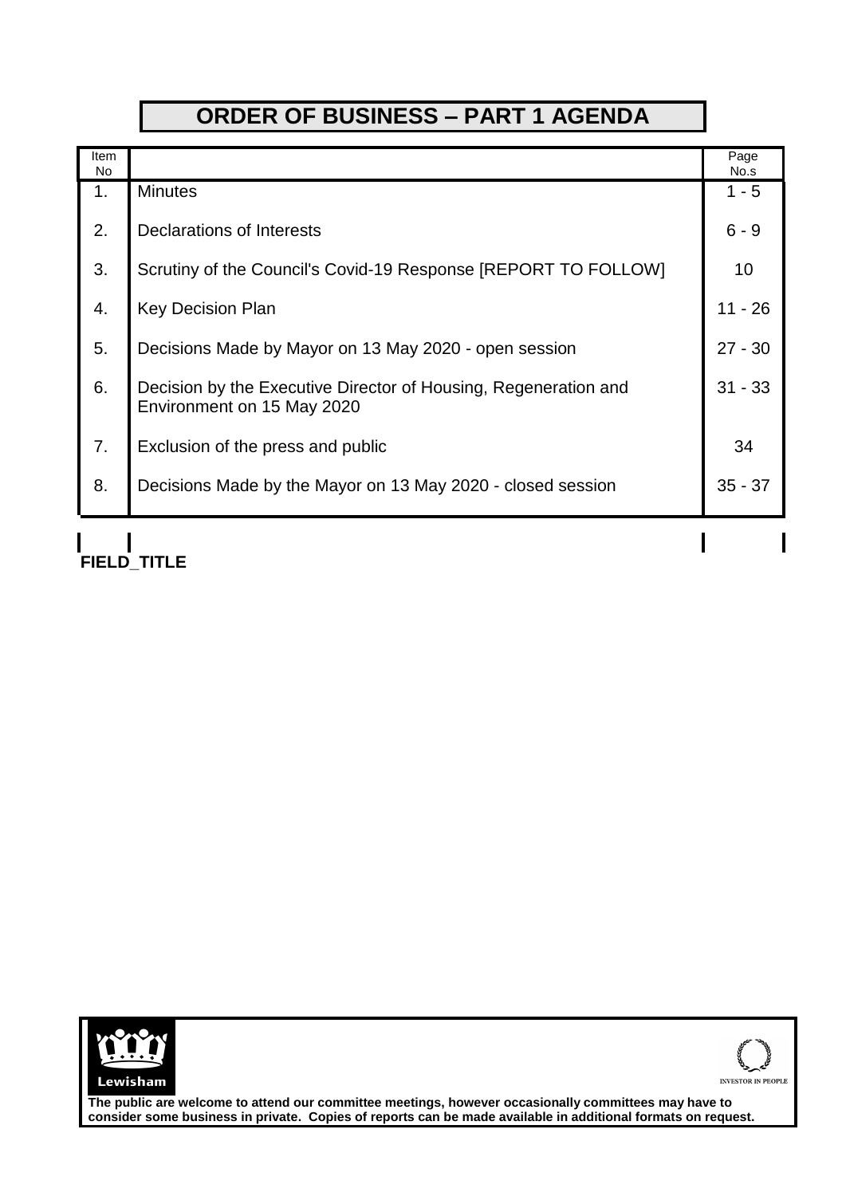# ORDER OF BUSINESS – PART 1 AGENDA

| Item No | | Page No.s |
|---|---|---|
| 1. | Minutes | 1 - 5 |
| 2. | Declarations of Interests | 6 - 9 |
| 3. | Scrutiny of the Council's Covid-19 Response [REPORT TO FOLLOW] | 10 |
| 4. | Key Decision Plan | 11 - 26 |
| 5. | Decisions Made by Mayor on 13 May 2020 - open session | 27 - 30 |
| 6. | Decision by the Executive Director of Housing, Regeneration and Environment on 15 May 2020 | 31 - 33 |
| 7. | Exclusion of the press and public | 34 |
| 8. | Decisions Made by the Mayor on 13 May 2020 - closed session | 35 - 37 |

**FIELD_TITLE**

Lewisham

INVESTOR IN PEOPLE

**The public are welcome to attend our committee meetings, however occasionally committees may have to consider some business in private. Copies of reports can be made available in additional formats on request.**